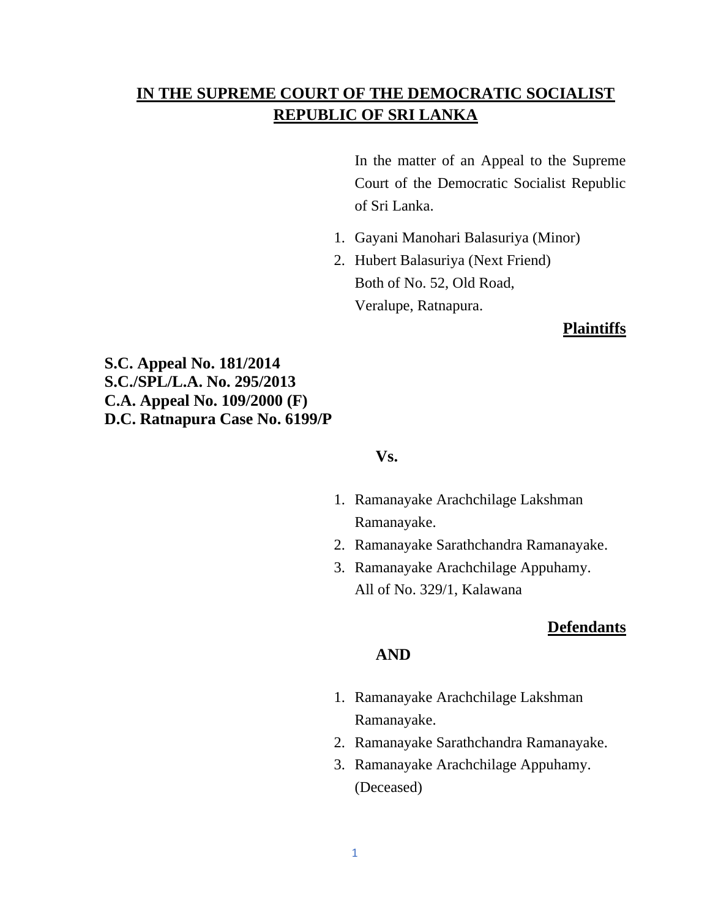# IN THE SUPREME COURT OF THE DEMOCRATIC SOCIALIST REPUBLIC OF SRI LANKA

In the matter of an Appeal to the Supreme Court of the Democratic Socialist Republic of Sri Lanka.

1. Gayani Manohari Balasuriya (Minor)
2. Hubert Balasuriya (Next Friend)
   Both of No. 52, Old Road,
   Veralupe, Ratnapura.

**Plaintiffs**

**S.C. Appeal No. 181/2014**
**S.C./SPL/L.A. No. 295/2013**
**C.A. Appeal No. 109/2000 (F)**
**D.C. Ratnapura Case No. 6199/P**

**Vs.**

1. Ramanayake Arachchilage Lakshman Ramanayake.
2. Ramanayake Sarathchandra Ramanayake.
3. Ramanayake Arachchilage Appuhamy.
   All of No. 329/1, Kalawana

**Defendants**

**AND**

1. Ramanayake Arachchilage Lakshman Ramanayake.
2. Ramanayake Sarathchandra Ramanayake.
3. Ramanayake Arachchilage Appuhamy.
   (Deceased)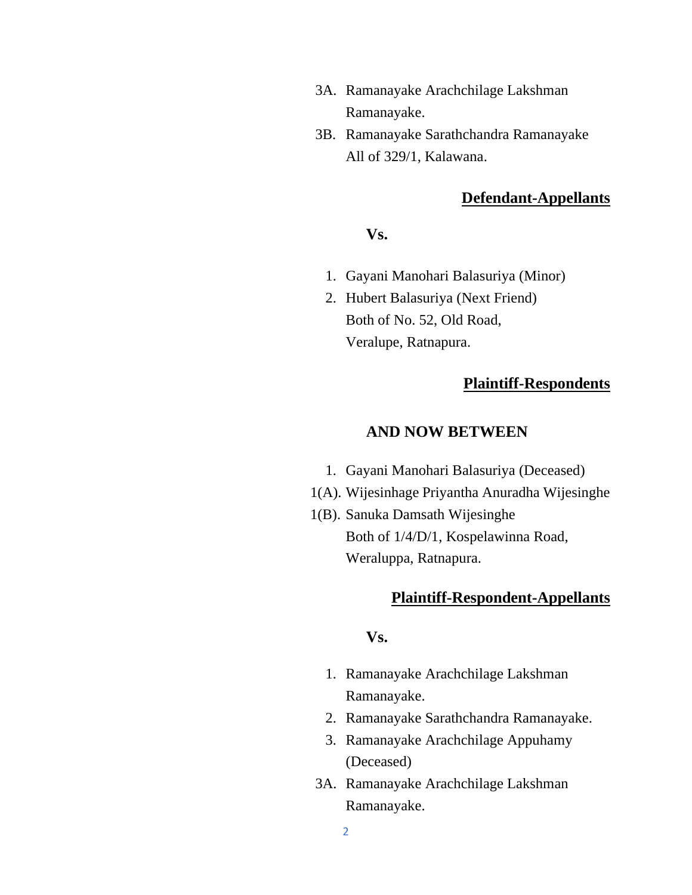3A. Ramanayake Arachchilage Lakshman Ramanayake.

3B. Ramanayake Sarathchandra Ramanayake
All of 329/1, Kalawana.

**Defendant-Appellants**

**Vs.**

1. Gayani Manohari Balasuriya (Minor)
2. Hubert Balasuriya (Next Friend)
   Both of No. 52, Old Road,
   Veralupe, Ratnapura.

**Plaintiff-Respondents**

**AND NOW BETWEEN**

1. Gayani Manohari Balasuriya (Deceased)

1(A). Wijesinhage Priyantha Anuradha Wijesinghe

1(B). Sanuka Damsath Wijesinghe
Both of 1/4/D/1, Kospelawinna Road,
Weraluppa, Ratnapura.

**Plaintiff-Respondent-Appellants**

**Vs.**

1. Ramanayake Arachchilage Lakshman Ramanayake.
2. Ramanayake Sarathchandra Ramanayake.
3. Ramanayake Arachchilage Appuhamy (Deceased)

3A. Ramanayake Arachchilage Lakshman Ramanayake.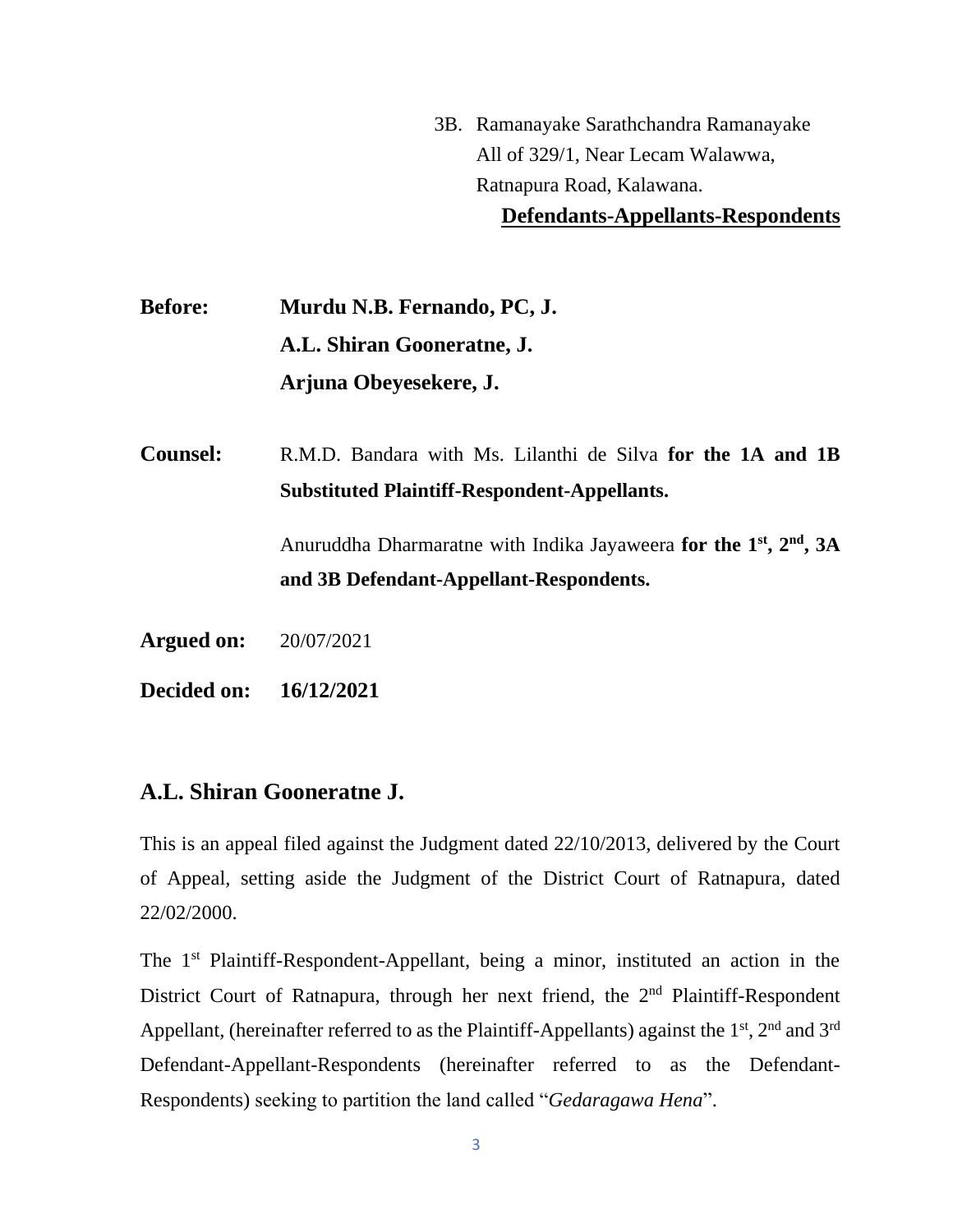3B. Ramanayake Sarathchandra Ramanayake
All of 329/1, Near Lecam Walawwa,
Ratnapura Road, Kalawana.

**Defendants-Appellants-Respondents**

**Before:** **Murdu N.B. Fernando, PC, J.**
**A.L. Shiran Gooneratne, J.**
**Arjuna Obeyesekere, J.**

**Counsel:** R.M.D. Bandara with Ms. Lilanthi de Silva **for the 1A and 1B Substituted Plaintiff-Respondent-Appellants.**

Anuruddha Dharmaratne with Indika Jayaweera **for the 1st, 2nd, 3A and 3B Defendant-Appellant-Respondents.**

**Argued on:** 20/07/2021

**Decided on:** **16/12/2021**

## A.L. Shiran Gooneratne J.

This is an appeal filed against the Judgment dated 22/10/2013, delivered by the Court of Appeal, setting aside the Judgment of the District Court of Ratnapura, dated 22/02/2000.

The 1st Plaintiff-Respondent-Appellant, being a minor, instituted an action in the District Court of Ratnapura, through her next friend, the 2nd Plaintiff-Respondent Appellant, (hereinafter referred to as the Plaintiff-Appellants) against the 1st, 2nd and 3rd Defendant-Appellant-Respondents (hereinafter referred to as the Defendant-Respondents) seeking to partition the land called "*Gedaragawa Hena*".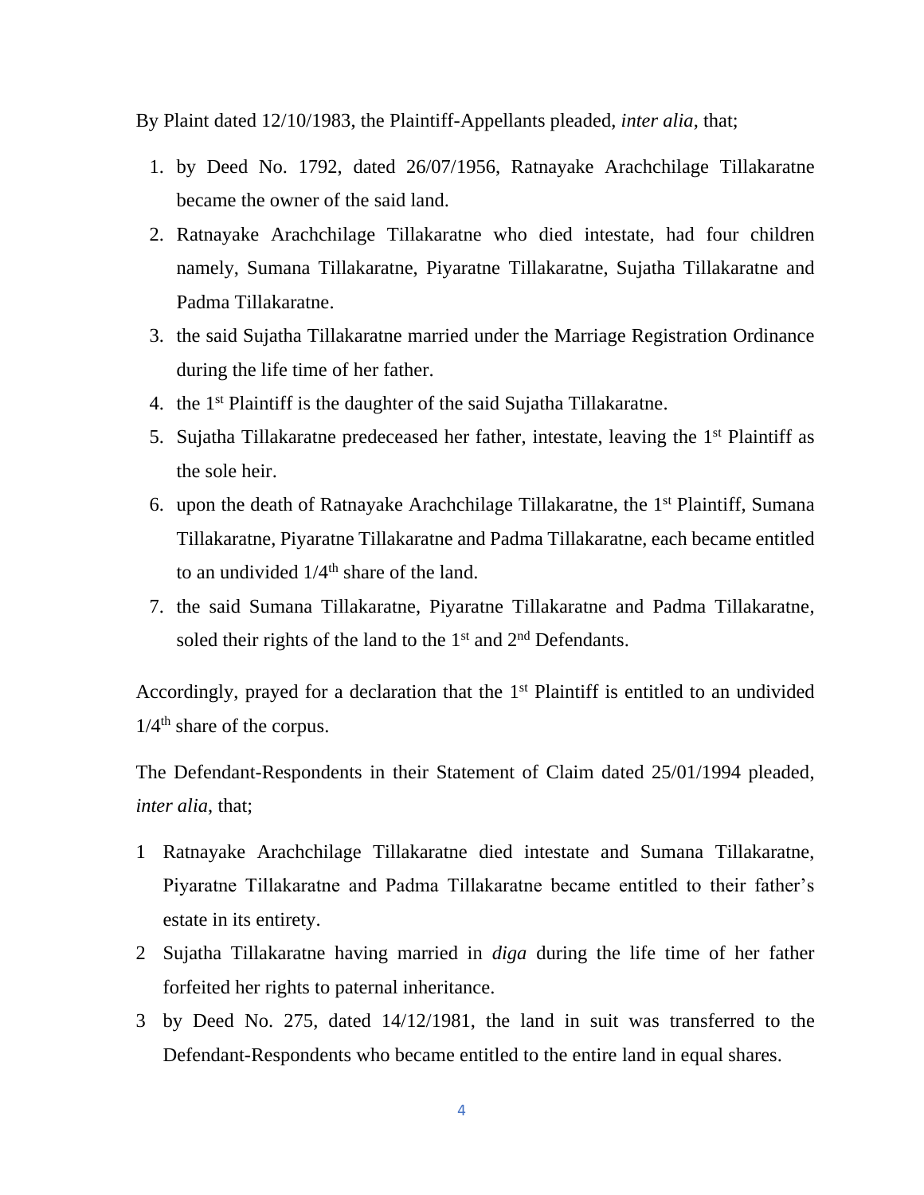By Plaint dated 12/10/1983, the Plaintiff-Appellants pleaded, *inter alia*, that;

1. by Deed No. 1792, dated 26/07/1956, Ratnayake Arachchilage Tillakaratne became the owner of the said land.
2. Ratnayake Arachchilage Tillakaratne who died intestate, had four children namely, Sumana Tillakaratne, Piyaratne Tillakaratne, Sujatha Tillakaratne and Padma Tillakaratne.
3. the said Sujatha Tillakaratne married under the Marriage Registration Ordinance during the life time of her father.
4. the 1st Plaintiff is the daughter of the said Sujatha Tillakaratne.
5. Sujatha Tillakaratne predeceased her father, intestate, leaving the 1st Plaintiff as the sole heir.
6. upon the death of Ratnayake Arachchilage Tillakaratne, the 1st Plaintiff, Sumana Tillakaratne, Piyaratne Tillakaratne and Padma Tillakaratne, each became entitled to an undivided 1/4th share of the land.
7. the said Sumana Tillakaratne, Piyaratne Tillakaratne and Padma Tillakaratne, soled their rights of the land to the 1st and 2nd Defendants.

Accordingly, prayed for a declaration that the 1st Plaintiff is entitled to an undivided 1/4th share of the corpus.

The Defendant-Respondents in their Statement of Claim dated 25/01/1994 pleaded, *inter alia*, that;

1. Ratnayake Arachchilage Tillakaratne died intestate and Sumana Tillakaratne, Piyaratne Tillakaratne and Padma Tillakaratne became entitled to their father's estate in its entirety.
2. Sujatha Tillakaratne having married in *diga* during the life time of her father forfeited her rights to paternal inheritance.
3. by Deed No. 275, dated 14/12/1981, the land in suit was transferred to the Defendant-Respondents who became entitled to the entire land in equal shares.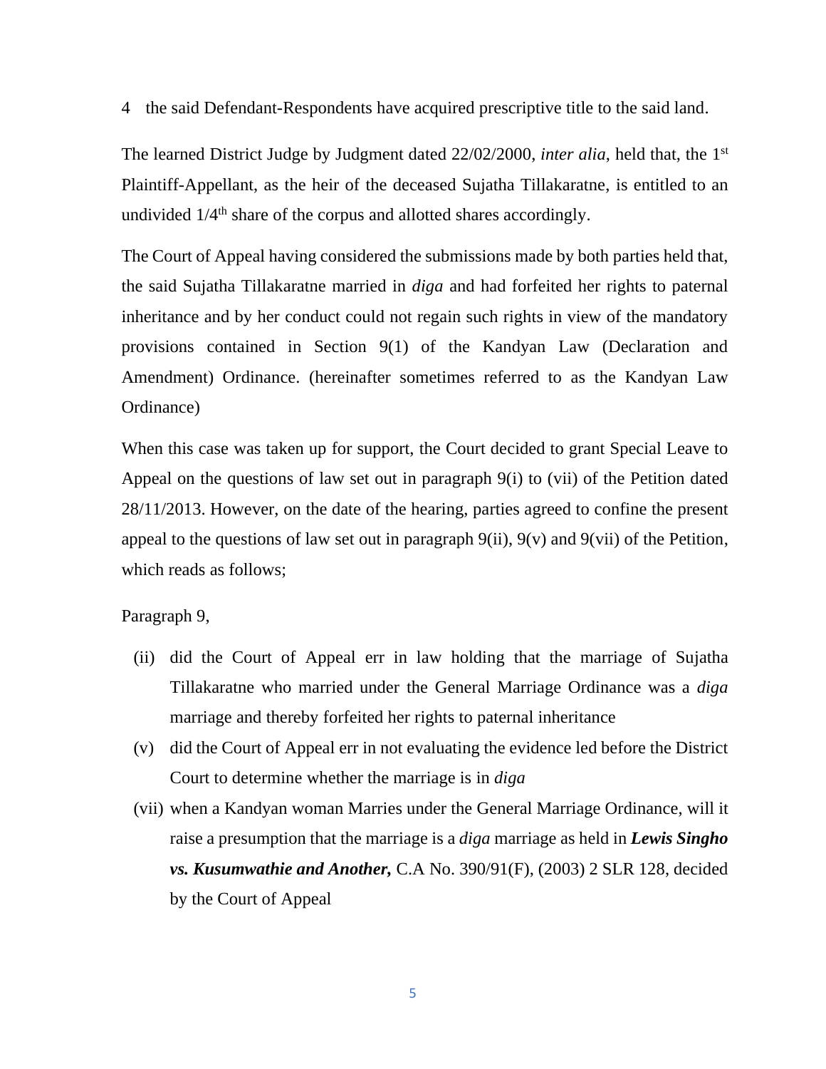4 the said Defendant-Respondents have acquired prescriptive title to the said land.

The learned District Judge by Judgment dated 22/02/2000, *inter alia*, held that, the 1st Plaintiff-Appellant, as the heir of the deceased Sujatha Tillakaratne, is entitled to an undivided 1/4th share of the corpus and allotted shares accordingly.

The Court of Appeal having considered the submissions made by both parties held that, the said Sujatha Tillakaratne married in *diga* and had forfeited her rights to paternal inheritance and by her conduct could not regain such rights in view of the mandatory provisions contained in Section 9(1) of the Kandyan Law (Declaration and Amendment) Ordinance. (hereinafter sometimes referred to as the Kandyan Law Ordinance)

When this case was taken up for support, the Court decided to grant Special Leave to Appeal on the questions of law set out in paragraph 9(i) to (vii) of the Petition dated 28/11/2013. However, on the date of the hearing, parties agreed to confine the present appeal to the questions of law set out in paragraph 9(ii), 9(v) and 9(vii) of the Petition, which reads as follows;

Paragraph 9,

(ii) did the Court of Appeal err in law holding that the marriage of Sujatha Tillakaratne who married under the General Marriage Ordinance was a *diga* marriage and thereby forfeited her rights to paternal inheritance

(v) did the Court of Appeal err in not evaluating the evidence led before the District Court to determine whether the marriage is in *diga*

(vii) when a Kandyan woman Marries under the General Marriage Ordinance, will it raise a presumption that the marriage is a *diga* marriage as held in ***Lewis Singho vs. Kusumwathie and Another,*** C.A No. 390/91(F), (2003) 2 SLR 128, decided by the Court of Appeal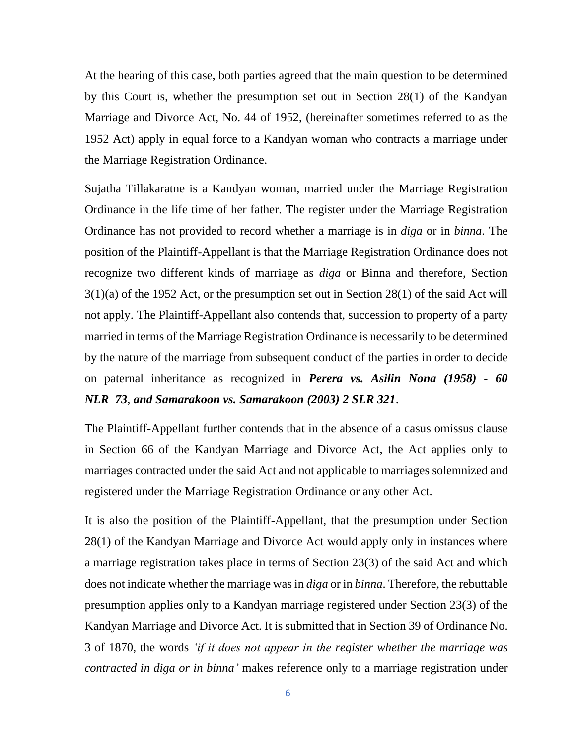At the hearing of this case, both parties agreed that the main question to be determined by this Court is, whether the presumption set out in Section 28(1) of the Kandyan Marriage and Divorce Act, No. 44 of 1952, (hereinafter sometimes referred to as the 1952 Act) apply in equal force to a Kandyan woman who contracts a marriage under the Marriage Registration Ordinance.

Sujatha Tillakaratne is a Kandyan woman, married under the Marriage Registration Ordinance in the life time of her father. The register under the Marriage Registration Ordinance has not provided to record whether a marriage is in *diga* or in *binna*. The position of the Plaintiff-Appellant is that the Marriage Registration Ordinance does not recognize two different kinds of marriage as *diga* or Binna and therefore, Section 3(1)(a) of the 1952 Act, or the presumption set out in Section 28(1) of the said Act will not apply. The Plaintiff-Appellant also contends that, succession to property of a party married in terms of the Marriage Registration Ordinance is necessarily to be determined by the nature of the marriage from subsequent conduct of the parties in order to decide on paternal inheritance as recognized in ***Perera vs. Asilin Nona (1958) - 60 NLR 73***, ***and Samarakoon vs. Samarakoon (2003) 2 SLR 321***.

The Plaintiff-Appellant further contends that in the absence of a casus omissus clause in Section 66 of the Kandyan Marriage and Divorce Act, the Act applies only to marriages contracted under the said Act and not applicable to marriages solemnized and registered under the Marriage Registration Ordinance or any other Act.

It is also the position of the Plaintiff-Appellant, that the presumption under Section 28(1) of the Kandyan Marriage and Divorce Act would apply only in instances where a marriage registration takes place in terms of Section 23(3) of the said Act and which does not indicate whether the marriage was in *diga* or in *binna*. Therefore, the rebuttable presumption applies only to a Kandyan marriage registered under Section 23(3) of the Kandyan Marriage and Divorce Act. It is submitted that in Section 39 of Ordinance No. 3 of 1870, the words *'if it does not appear in the register whether the marriage was contracted in diga or in binna'* makes reference only to a marriage registration under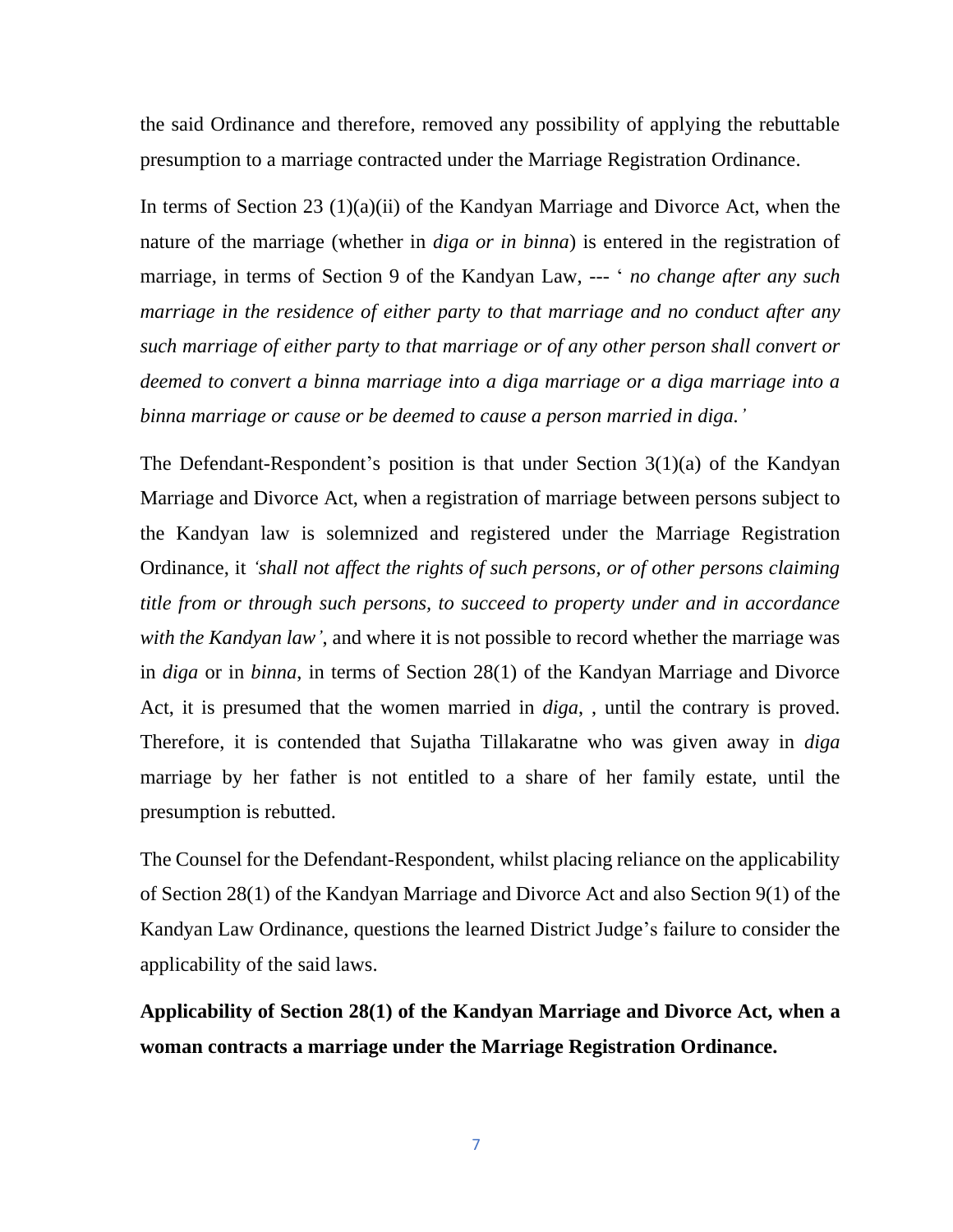the said Ordinance and therefore, removed any possibility of applying the rebuttable presumption to a marriage contracted under the Marriage Registration Ordinance.

In terms of Section 23 (1)(a)(ii) of the Kandyan Marriage and Divorce Act, when the nature of the marriage (whether in *diga or in binna*) is entered in the registration of marriage, in terms of Section 9 of the Kandyan Law, --- ' *no change after any such marriage in the residence of either party to that marriage and no conduct after any such marriage of either party to that marriage or of any other person shall convert or deemed to convert a binna marriage into a diga marriage or a diga marriage into a binna marriage or cause or be deemed to cause a person married in diga.'*

The Defendant-Respondent's position is that under Section 3(1)(a) of the Kandyan Marriage and Divorce Act, when a registration of marriage between persons subject to the Kandyan law is solemnized and registered under the Marriage Registration Ordinance, it *'shall not affect the rights of such persons, or of other persons claiming title from or through such persons, to succeed to property under and in accordance with the Kandyan law'*, and where it is not possible to record whether the marriage was in *diga* or in *binna*, in terms of Section 28(1) of the Kandyan Marriage and Divorce Act, it is presumed that the women married in *diga*, , until the contrary is proved. Therefore, it is contended that Sujatha Tillakaratne who was given away in *diga* marriage by her father is not entitled to a share of her family estate, until the presumption is rebutted.

The Counsel for the Defendant-Respondent, whilst placing reliance on the applicability of Section 28(1) of the Kandyan Marriage and Divorce Act and also Section 9(1) of the Kandyan Law Ordinance, questions the learned District Judge's failure to consider the applicability of the said laws.

**Applicability of Section 28(1) of the Kandyan Marriage and Divorce Act, when a woman contracts a marriage under the Marriage Registration Ordinance.**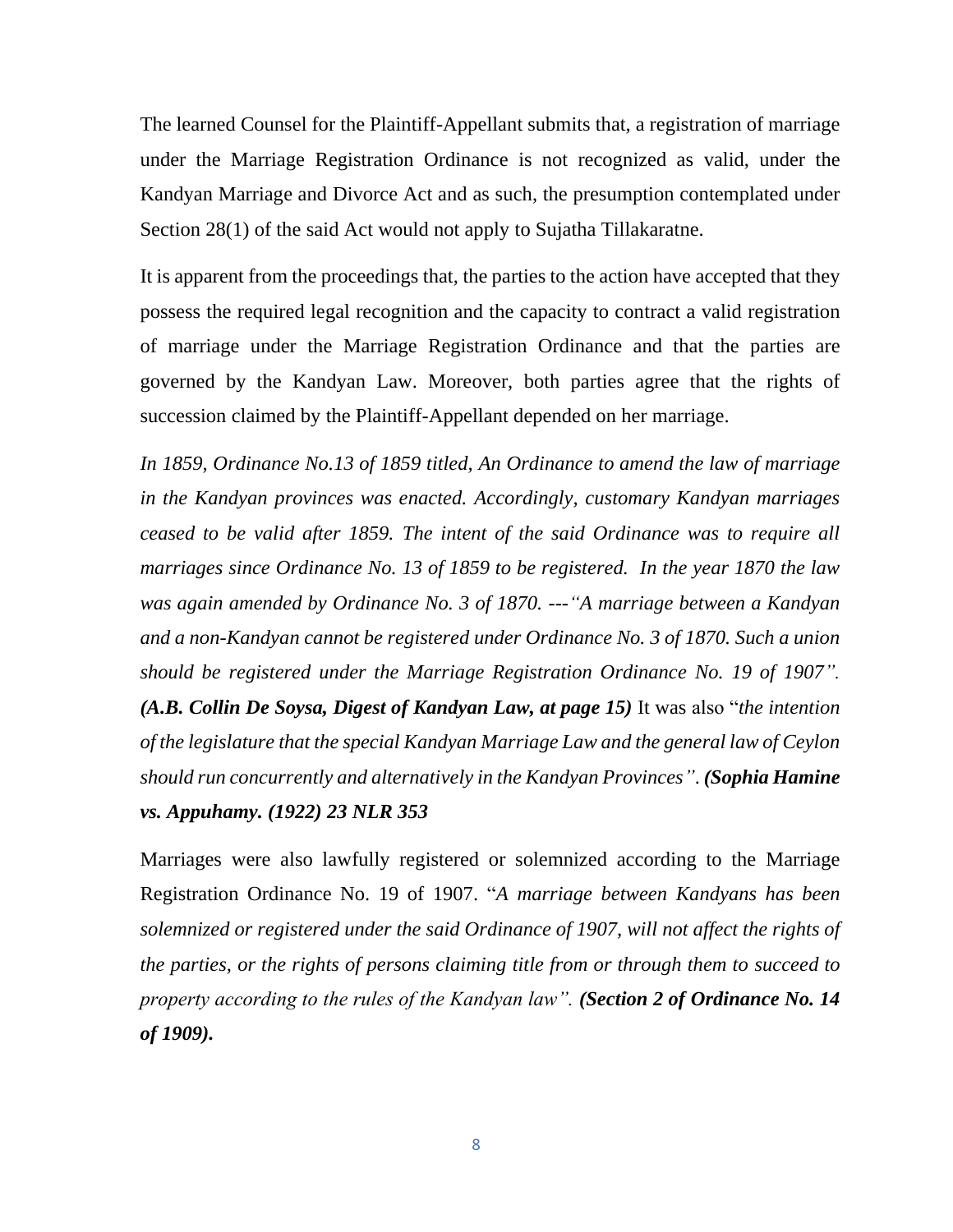The learned Counsel for the Plaintiff-Appellant submits that, a registration of marriage under the Marriage Registration Ordinance is not recognized as valid, under the Kandyan Marriage and Divorce Act and as such, the presumption contemplated under Section 28(1) of the said Act would not apply to Sujatha Tillakaratne.

It is apparent from the proceedings that, the parties to the action have accepted that they possess the required legal recognition and the capacity to contract a valid registration of marriage under the Marriage Registration Ordinance and that the parties are governed by the Kandyan Law. Moreover, both parties agree that the rights of succession claimed by the Plaintiff-Appellant depended on her marriage.

*In 1859, Ordinance No.13 of 1859 titled, An Ordinance to amend the law of marriage in the Kandyan provinces was enacted. Accordingly, customary Kandyan marriages ceased to be valid after 1859. The intent of the said Ordinance was to require all marriages since Ordinance No. 13 of 1859 to be registered. In the year 1870 the law was again amended by Ordinance No. 3 of 1870. ---"A marriage between a Kandyan and a non-Kandyan cannot be registered under Ordinance No. 3 of 1870. Such a union should be registered under the Marriage Registration Ordinance No. 19 of 1907".* ***(A.B. Collin De Soysa, Digest of Kandyan Law, at page 15)*** It was also "*the intention of the legislature that the special Kandyan Marriage Law and the general law of Ceylon should run concurrently and alternatively in the Kandyan Provinces".* ***(Sophia Hamine vs. Appuhamy. (1922) 23 NLR 353***

Marriages were also lawfully registered or solemnized according to the Marriage Registration Ordinance No. 19 of 1907. "*A marriage between Kandyans has been solemnized or registered under the said Ordinance of 1907, will not affect the rights of the parties, or the rights of persons claiming title from or through them to succeed to property according to the rules of the Kandyan law".* ***(Section 2 of Ordinance No. 14 of 1909).***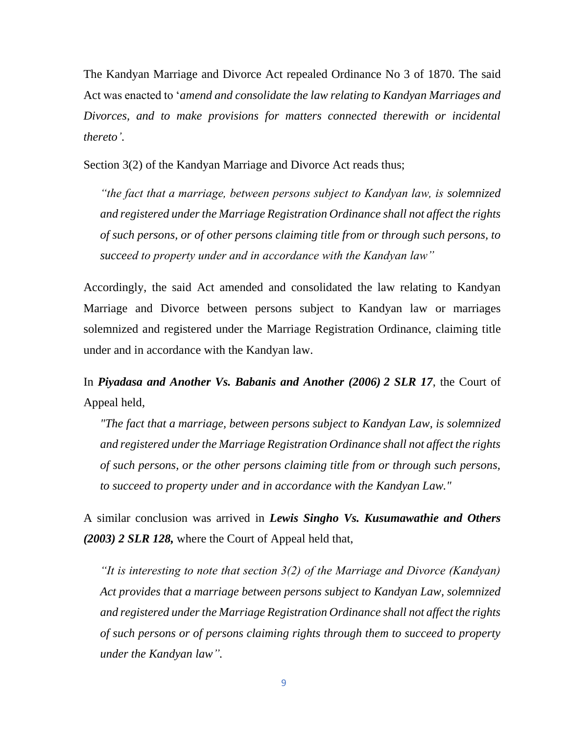The Kandyan Marriage and Divorce Act repealed Ordinance No 3 of 1870. The said Act was enacted to '*amend and consolidate the law relating to Kandyan Marriages and Divorces, and to make provisions for matters connected therewith or incidental thereto'.*

Section 3(2) of the Kandyan Marriage and Divorce Act reads thus;

> *"the fact that a marriage, between persons subject to Kandyan law, is solemnized and registered under the Marriage Registration Ordinance shall not affect the rights of such persons, or of other persons claiming title from or through such persons, to succeed to property under and in accordance with the Kandyan law"*

Accordingly, the said Act amended and consolidated the law relating to Kandyan Marriage and Divorce between persons subject to Kandyan law or marriages solemnized and registered under the Marriage Registration Ordinance, claiming title under and in accordance with the Kandyan law.

In ***Piyadasa and Another Vs. Babanis and Another (2006) 2 SLR 17***, the Court of Appeal held,

> *"The fact that a marriage, between persons subject to Kandyan Law, is solemnized and registered under the Marriage Registration Ordinance shall not affect the rights of such persons, or the other persons claiming title from or through such persons, to succeed to property under and in accordance with the Kandyan Law."*

A similar conclusion was arrived in ***Lewis Singho Vs. Kusumawathie and Others (2003) 2 SLR 128,*** where the Court of Appeal held that,

> *"It is interesting to note that section 3(2) of the Marriage and Divorce (Kandyan) Act provides that a marriage between persons subject to Kandyan Law, solemnized and registered under the Marriage Registration Ordinance shall not affect the rights of such persons or of persons claiming rights through them to succeed to property under the Kandyan law".*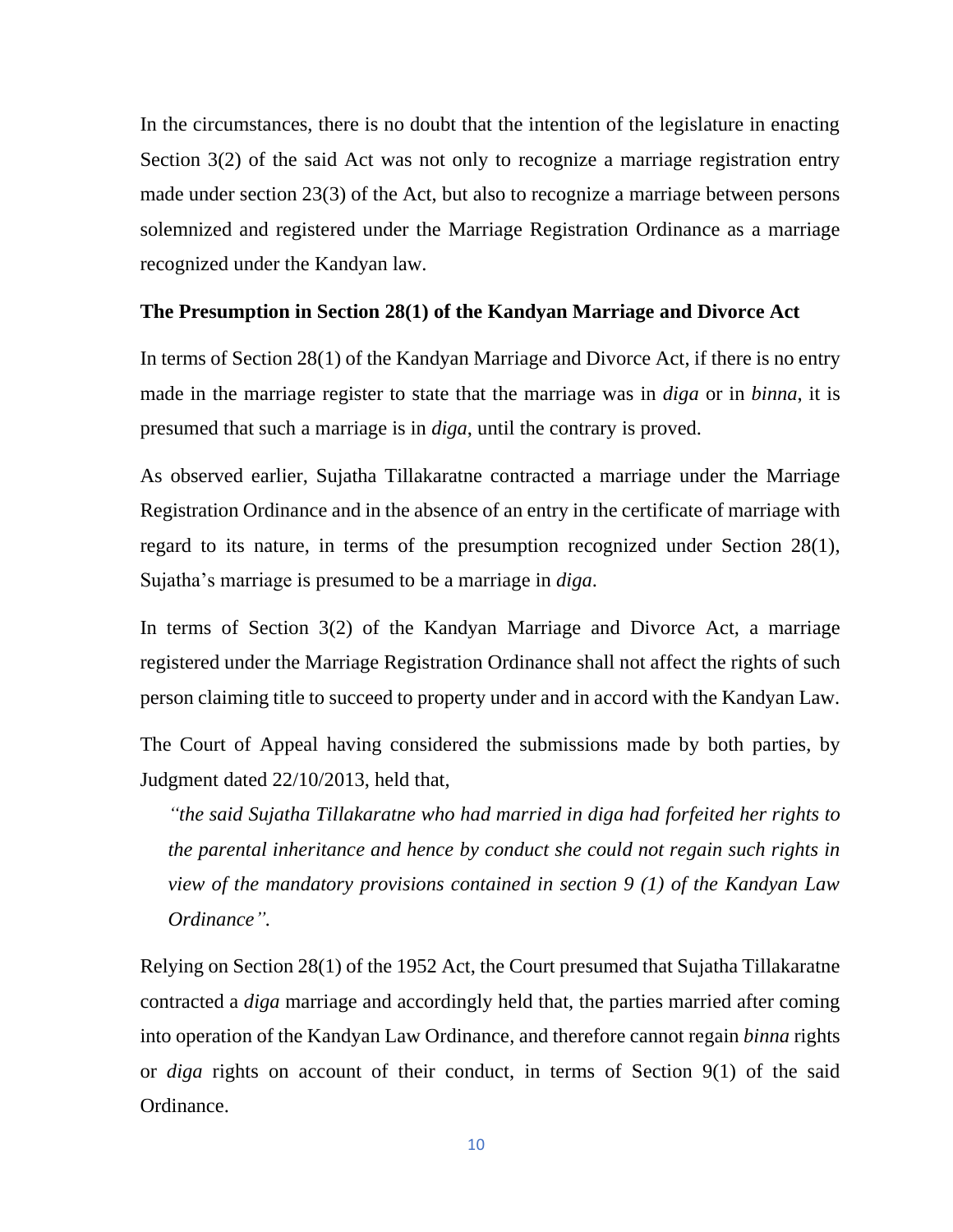In the circumstances, there is no doubt that the intention of the legislature in enacting Section 3(2) of the said Act was not only to recognize a marriage registration entry made under section 23(3) of the Act, but also to recognize a marriage between persons solemnized and registered under the Marriage Registration Ordinance as a marriage recognized under the Kandyan law.

**The Presumption in Section 28(1) of the Kandyan Marriage and Divorce Act**

In terms of Section 28(1) of the Kandyan Marriage and Divorce Act, if there is no entry made in the marriage register to state that the marriage was in *diga* or in *binna,* it is presumed that such a marriage is in *diga*, until the contrary is proved.

As observed earlier, Sujatha Tillakaratne contracted a marriage under the Marriage Registration Ordinance and in the absence of an entry in the certificate of marriage with regard to its nature, in terms of the presumption recognized under Section 28(1), Sujatha's marriage is presumed to be a marriage in *diga*.

In terms of Section 3(2) of the Kandyan Marriage and Divorce Act, a marriage registered under the Marriage Registration Ordinance shall not affect the rights of such person claiming title to succeed to property under and in accord with the Kandyan Law.

The Court of Appeal having considered the submissions made by both parties, by Judgment dated 22/10/2013, held that,

> *"the said Sujatha Tillakaratne who had married in diga had forfeited her rights to the parental inheritance and hence by conduct she could not regain such rights in view of the mandatory provisions contained in section 9 (1) of the Kandyan Law Ordinance".*

Relying on Section 28(1) of the 1952 Act, the Court presumed that Sujatha Tillakaratne contracted a *diga* marriage and accordingly held that, the parties married after coming into operation of the Kandyan Law Ordinance, and therefore cannot regain *binna* rights or *diga* rights on account of their conduct, in terms of Section 9(1) of the said Ordinance.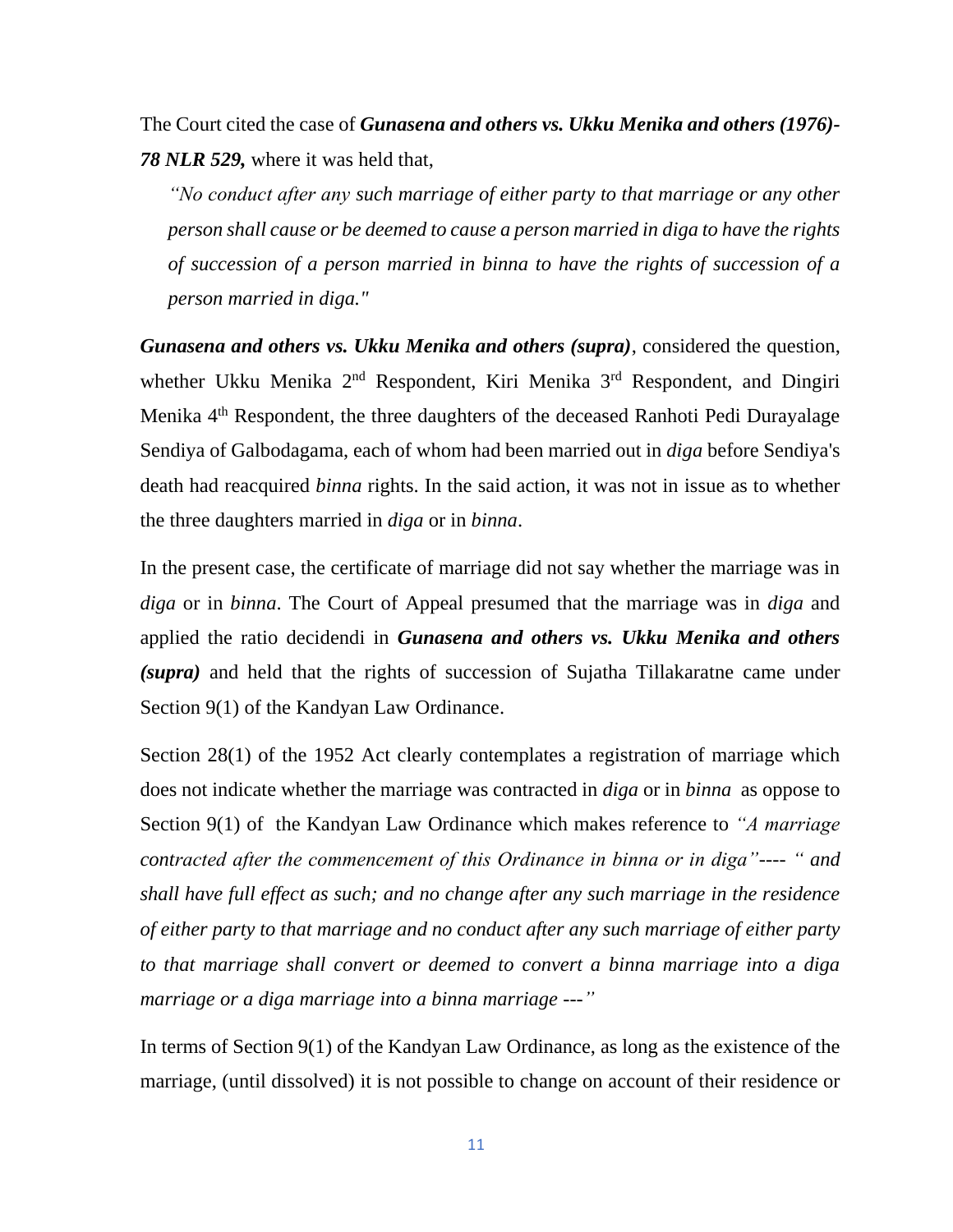The Court cited the case of ***Gunasena and others vs. Ukku Menika and others (1976)- 78 NLR 529,*** where it was held that,

> *"No conduct after any such marriage of either party to that marriage or any other person shall cause or be deemed to cause a person married in diga to have the rights of succession of a person married in binna to have the rights of succession of a person married in diga."*

***Gunasena and others vs. Ukku Menika and others (supra)***, considered the question, whether Ukku Menika 2nd Respondent, Kiri Menika 3rd Respondent, and Dingiri Menika 4th Respondent, the three daughters of the deceased Ranhoti Pedi Durayalage Sendiya of Galbodagama, each of whom had been married out in *diga* before Sendiya's death had reacquired *binna* rights. In the said action, it was not in issue as to whether the three daughters married in *diga* or in *binna*.

In the present case, the certificate of marriage did not say whether the marriage was in *diga* or in *binna*. The Court of Appeal presumed that the marriage was in *diga* and applied the ratio decidendi in ***Gunasena and others vs. Ukku Menika and others (supra)*** and held that the rights of succession of Sujatha Tillakaratne came under Section 9(1) of the Kandyan Law Ordinance.

Section 28(1) of the 1952 Act clearly contemplates a registration of marriage which does not indicate whether the marriage was contracted in *diga* or in *binna* as oppose to Section 9(1) of the Kandyan Law Ordinance which makes reference to *"A marriage contracted after the commencement of this Ordinance in binna or in diga"---- " and shall have full effect as such; and no change after any such marriage in the residence of either party to that marriage and no conduct after any such marriage of either party to that marriage shall convert or deemed to convert a binna marriage into a diga marriage or a diga marriage into a binna marriage ---"*

In terms of Section 9(1) of the Kandyan Law Ordinance, as long as the existence of the marriage, (until dissolved) it is not possible to change on account of their residence or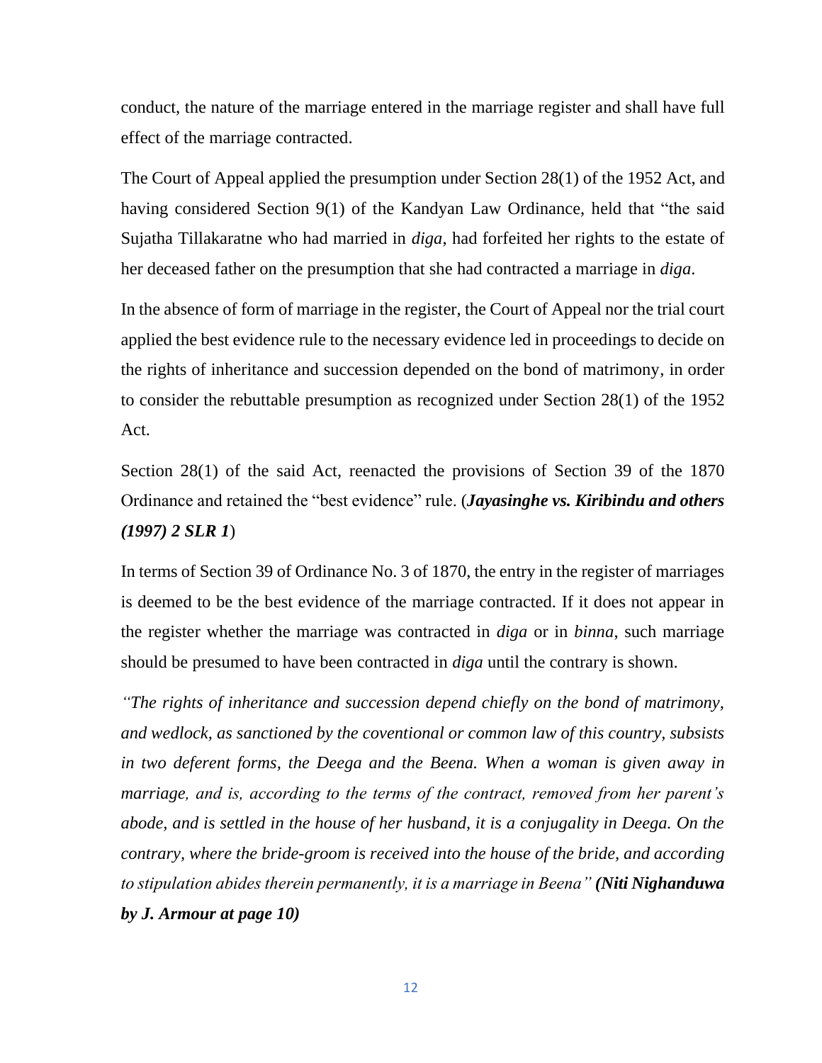conduct, the nature of the marriage entered in the marriage register and shall have full effect of the marriage contracted.

The Court of Appeal applied the presumption under Section 28(1) of the 1952 Act, and having considered Section 9(1) of the Kandyan Law Ordinance, held that "the said Sujatha Tillakaratne who had married in *diga*, had forfeited her rights to the estate of her deceased father on the presumption that she had contracted a marriage in *diga*.

In the absence of form of marriage in the register, the Court of Appeal nor the trial court applied the best evidence rule to the necessary evidence led in proceedings to decide on the rights of inheritance and succession depended on the bond of matrimony, in order to consider the rebuttable presumption as recognized under Section 28(1) of the 1952 Act.

Section 28(1) of the said Act, reenacted the provisions of Section 39 of the 1870 Ordinance and retained the "best evidence" rule. (***Jayasinghe vs. Kiribindu and others (1997) 2 SLR 1***)

In terms of Section 39 of Ordinance No. 3 of 1870, the entry in the register of marriages is deemed to be the best evidence of the marriage contracted. If it does not appear in the register whether the marriage was contracted in *diga* or in *binna*, such marriage should be presumed to have been contracted in *diga* until the contrary is shown.

*"The rights of inheritance and succession depend chiefly on the bond of matrimony, and wedlock, as sanctioned by the coventional or common law of this country, subsists in two deferent forms, the Deega and the Beena. When a woman is given away in marriage, and is, according to the terms of the contract, removed from her parent's abode, and is settled in the house of her husband, it is a conjugality in Deega. On the contrary, where the bride-groom is received into the house of the bride, and according to stipulation abides therein permanently, it is a marriage in Beena"* ***(Niti Nighanduwa by J. Armour at page 10)***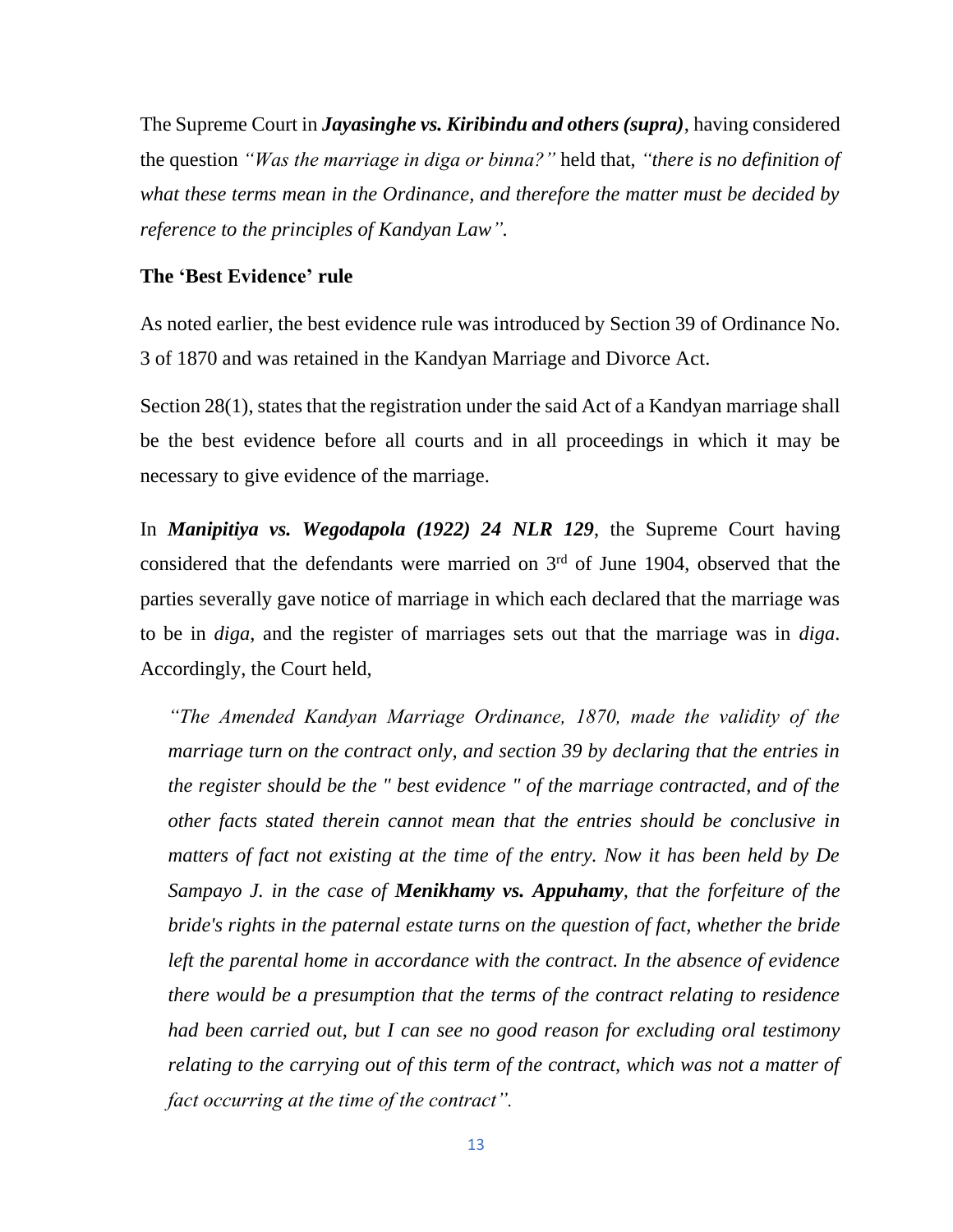The Supreme Court in ***Jayasinghe vs. Kiribindu and others (supra)***, having considered the question *"Was the marriage in diga or binna?"* held that, *"there is no definition of what these terms mean in the Ordinance, and therefore the matter must be decided by reference to the principles of Kandyan Law".*

**The 'Best Evidence' rule**

As noted earlier, the best evidence rule was introduced by Section 39 of Ordinance No. 3 of 1870 and was retained in the Kandyan Marriage and Divorce Act.

Section 28(1), states that the registration under the said Act of a Kandyan marriage shall be the best evidence before all courts and in all proceedings in which it may be necessary to give evidence of the marriage.

In ***Manipitiya vs. Wegodapola (1922) 24 NLR 129***, the Supreme Court having considered that the defendants were married on 3rd of June 1904, observed that the parties severally gave notice of marriage in which each declared that the marriage was to be in *diga*, and the register of marriages sets out that the marriage was in *diga*. Accordingly, the Court held,

> *"The Amended Kandyan Marriage Ordinance, 1870, made the validity of the marriage turn on the contract only, and section 39 by declaring that the entries in the register should be the " best evidence " of the marriage contracted, and of the other facts stated therein cannot mean that the entries should be conclusive in matters of fact not existing at the time of the entry. Now it has been held by De Sampayo J. in the case of* ***Menikhamy vs. Appuhamy****, that the forfeiture of the bride's rights in the paternal estate turns on the question of fact, whether the bride left the parental home in accordance with the contract. In the absence of evidence there would be a presumption that the terms of the contract relating to residence had been carried out, but I can see no good reason for excluding oral testimony relating to the carrying out of this term of the contract, which was not a matter of fact occurring at the time of the contract".*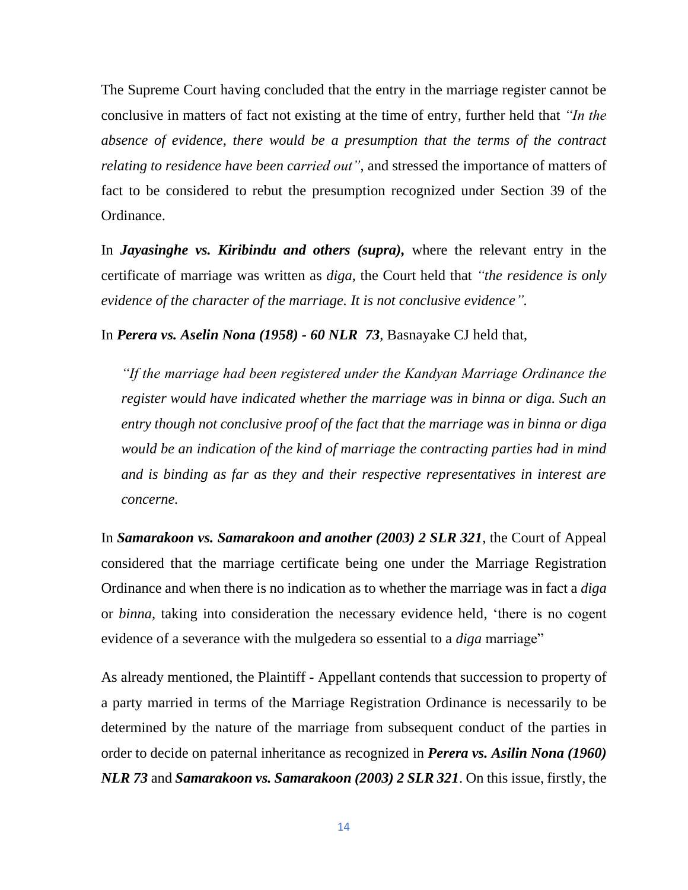The Supreme Court having concluded that the entry in the marriage register cannot be conclusive in matters of fact not existing at the time of entry, further held that *"In the absence of evidence, there would be a presumption that the terms of the contract relating to residence have been carried out"*, and stressed the importance of matters of fact to be considered to rebut the presumption recognized under Section 39 of the Ordinance.

In ***Jayasinghe vs. Kiribindu and others (supra),*** where the relevant entry in the certificate of marriage was written as *diga*, the Court held that *"the residence is only evidence of the character of the marriage. It is not conclusive evidence".*

In ***Perera vs. Aselin Nona (1958) - 60 NLR 73***, Basnayake CJ held that,

> *"If the marriage had been registered under the Kandyan Marriage Ordinance the register would have indicated whether the marriage was in binna or diga. Such an entry though not conclusive proof of the fact that the marriage was in binna or diga would be an indication of the kind of marriage the contracting parties had in mind and is binding as far as they and their respective representatives in interest are concerne.*

In ***Samarakoon vs. Samarakoon and another (2003) 2 SLR 321***, the Court of Appeal considered that the marriage certificate being one under the Marriage Registration Ordinance and when there is no indication as to whether the marriage was in fact a *diga* or *binna*, taking into consideration the necessary evidence held, 'there is no cogent evidence of a severance with the mulgedera so essential to a *diga* marriage"

As already mentioned, the Plaintiff - Appellant contends that succession to property of a party married in terms of the Marriage Registration Ordinance is necessarily to be determined by the nature of the marriage from subsequent conduct of the parties in order to decide on paternal inheritance as recognized in ***Perera vs. Asilin Nona (1960) NLR 73*** and ***Samarakoon vs. Samarakoon (2003) 2 SLR 321***. On this issue, firstly, the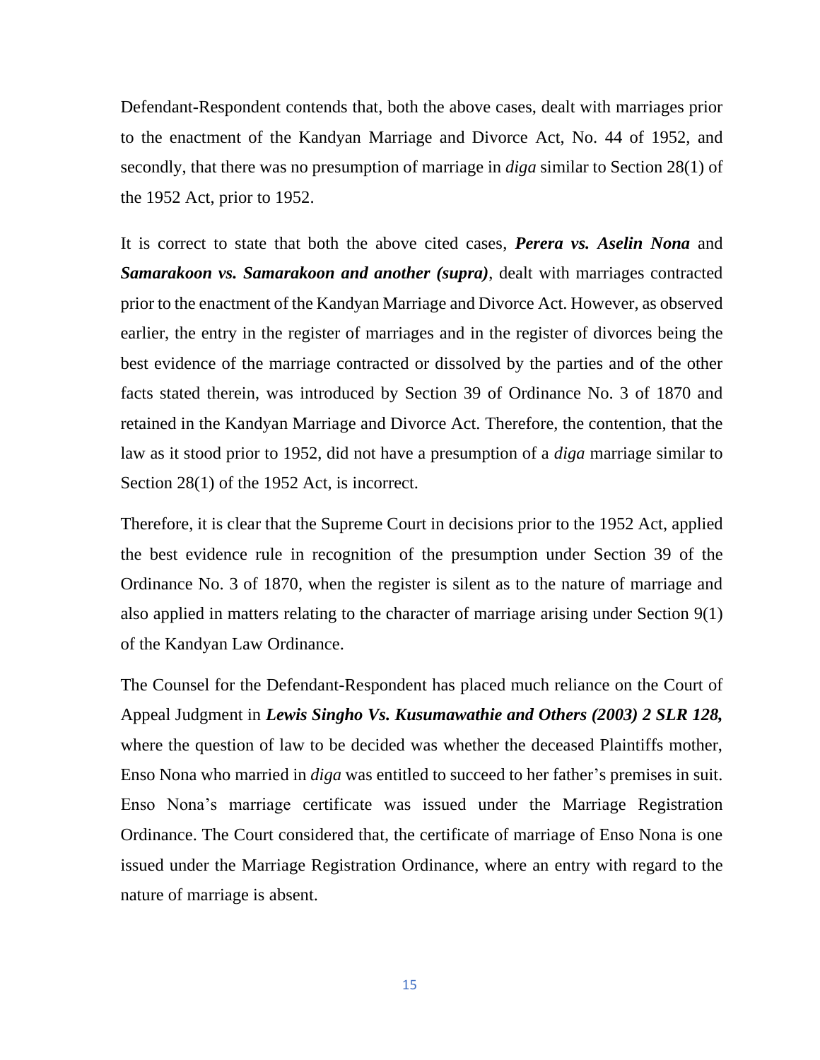Defendant-Respondent contends that, both the above cases, dealt with marriages prior to the enactment of the Kandyan Marriage and Divorce Act, No. 44 of 1952, and secondly, that there was no presumption of marriage in *diga* similar to Section 28(1) of the 1952 Act, prior to 1952.

It is correct to state that both the above cited cases, ***Perera vs. Aselin Nona*** and ***Samarakoon vs. Samarakoon and another (supra)***, dealt with marriages contracted prior to the enactment of the Kandyan Marriage and Divorce Act. However, as observed earlier, the entry in the register of marriages and in the register of divorces being the best evidence of the marriage contracted or dissolved by the parties and of the other facts stated therein, was introduced by Section 39 of Ordinance No. 3 of 1870 and retained in the Kandyan Marriage and Divorce Act. Therefore, the contention, that the law as it stood prior to 1952, did not have a presumption of a *diga* marriage similar to Section 28(1) of the 1952 Act, is incorrect.

Therefore, it is clear that the Supreme Court in decisions prior to the 1952 Act, applied the best evidence rule in recognition of the presumption under Section 39 of the Ordinance No. 3 of 1870, when the register is silent as to the nature of marriage and also applied in matters relating to the character of marriage arising under Section 9(1) of the Kandyan Law Ordinance.

The Counsel for the Defendant-Respondent has placed much reliance on the Court of Appeal Judgment in ***Lewis Singho Vs. Kusumawathie and Others (2003) 2 SLR 128,*** where the question of law to be decided was whether the deceased Plaintiffs mother, Enso Nona who married in *diga* was entitled to succeed to her father's premises in suit. Enso Nona's marriage certificate was issued under the Marriage Registration Ordinance. The Court considered that, the certificate of marriage of Enso Nona is one issued under the Marriage Registration Ordinance, where an entry with regard to the nature of marriage is absent.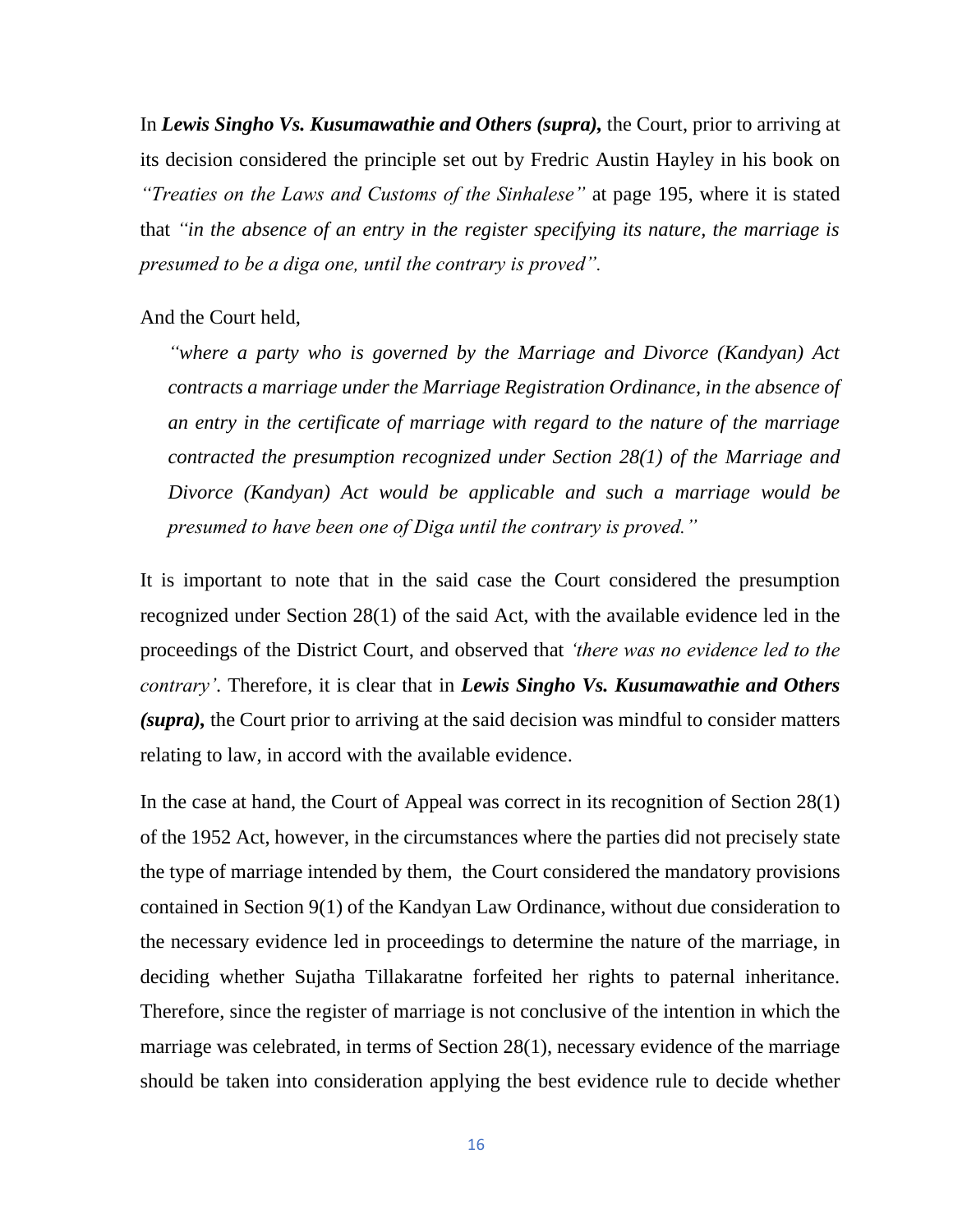In ***Lewis Singho Vs. Kusumawathie and Others (supra),*** the Court, prior to arriving at its decision considered the principle set out by Fredric Austin Hayley in his book on *"Treaties on the Laws and Customs of the Sinhalese"* at page 195, where it is stated that *"in the absence of an entry in the register specifying its nature, the marriage is presumed to be a diga one, until the contrary is proved".*

And the Court held,

> *"where a party who is governed by the Marriage and Divorce (Kandyan) Act contracts a marriage under the Marriage Registration Ordinance, in the absence of an entry in the certificate of marriage with regard to the nature of the marriage contracted the presumption recognized under Section 28(1) of the Marriage and Divorce (Kandyan) Act would be applicable and such a marriage would be presumed to have been one of Diga until the contrary is proved."*

It is important to note that in the said case the Court considered the presumption recognized under Section 28(1) of the said Act, with the available evidence led in the proceedings of the District Court, and observed that *'there was no evidence led to the contrary'*. Therefore, it is clear that in ***Lewis Singho Vs. Kusumawathie and Others (supra),*** the Court prior to arriving at the said decision was mindful to consider matters relating to law, in accord with the available evidence.

In the case at hand, the Court of Appeal was correct in its recognition of Section 28(1) of the 1952 Act, however, in the circumstances where the parties did not precisely state the type of marriage intended by them, the Court considered the mandatory provisions contained in Section 9(1) of the Kandyan Law Ordinance, without due consideration to the necessary evidence led in proceedings to determine the nature of the marriage, in deciding whether Sujatha Tillakaratne forfeited her rights to paternal inheritance. Therefore, since the register of marriage is not conclusive of the intention in which the marriage was celebrated, in terms of Section 28(1), necessary evidence of the marriage should be taken into consideration applying the best evidence rule to decide whether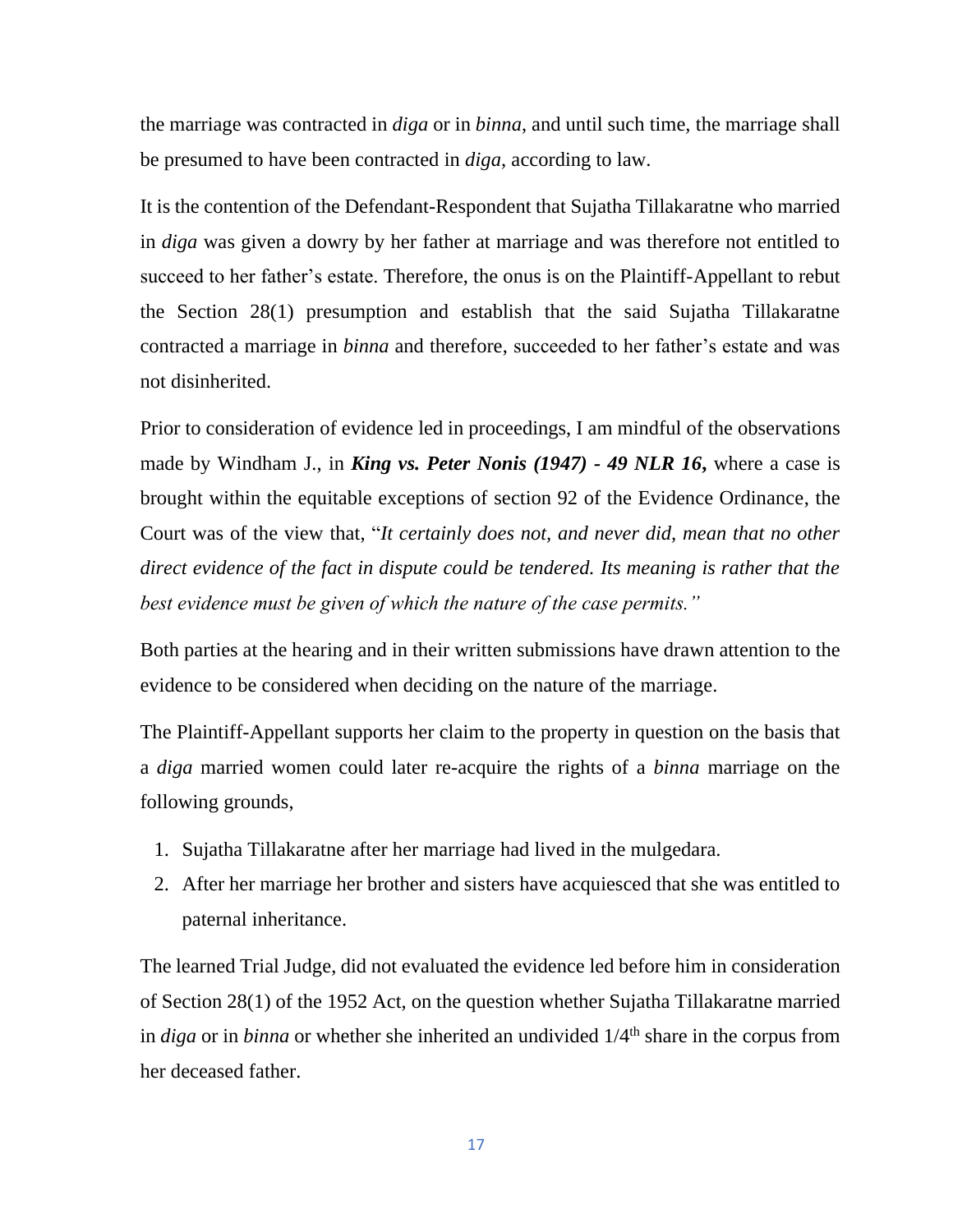the marriage was contracted in *diga* or in *binna*, and until such time, the marriage shall be presumed to have been contracted in *diga*, according to law.

It is the contention of the Defendant-Respondent that Sujatha Tillakaratne who married in *diga* was given a dowry by her father at marriage and was therefore not entitled to succeed to her father's estate. Therefore, the onus is on the Plaintiff-Appellant to rebut the Section 28(1) presumption and establish that the said Sujatha Tillakaratne contracted a marriage in *binna* and therefore, succeeded to her father's estate and was not disinherited.

Prior to consideration of evidence led in proceedings, I am mindful of the observations made by Windham J., in ***King vs. Peter Nonis (1947) - 49 NLR 16,*** where a case is brought within the equitable exceptions of section 92 of the Evidence Ordinance, the Court was of the view that, "*It certainly does not, and never did, mean that no other direct evidence of the fact in dispute could be tendered. Its meaning is rather that the best evidence must be given of which the nature of the case permits.*"

Both parties at the hearing and in their written submissions have drawn attention to the evidence to be considered when deciding on the nature of the marriage.

The Plaintiff-Appellant supports her claim to the property in question on the basis that a *diga* married women could later re-acquire the rights of a *binna* marriage on the following grounds,

1. Sujatha Tillakaratne after her marriage had lived in the mulgedara.
2. After her marriage her brother and sisters have acquiesced that she was entitled to paternal inheritance.

The learned Trial Judge, did not evaluated the evidence led before him in consideration of Section 28(1) of the 1952 Act, on the question whether Sujatha Tillakaratne married in *diga* or in *binna* or whether she inherited an undivided 1/4th share in the corpus from her deceased father.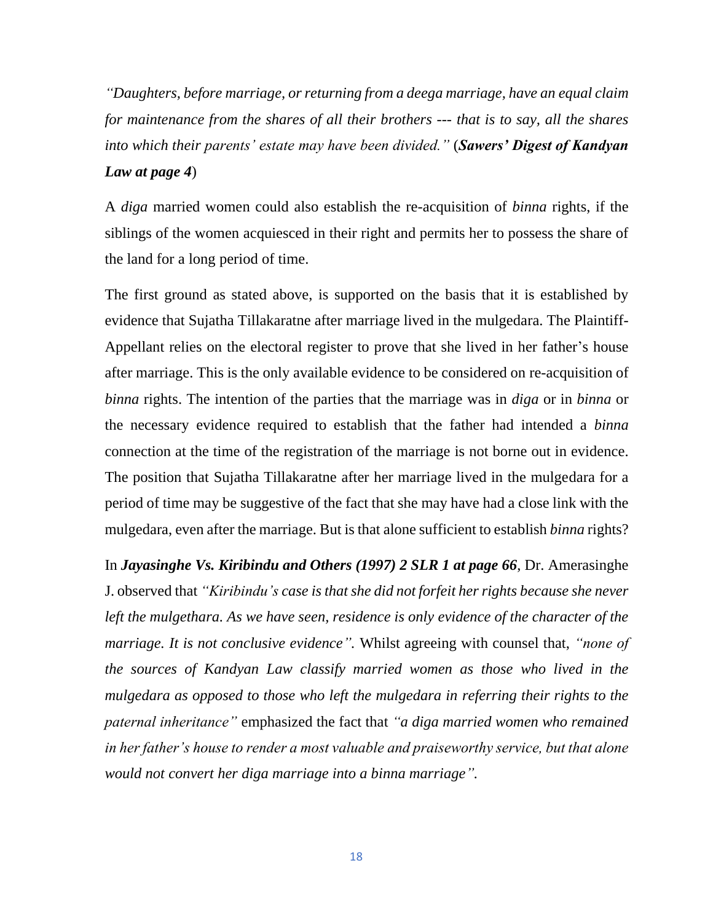*"Daughters, before marriage, or returning from a deega marriage, have an equal claim for maintenance from the shares of all their brothers --- that is to say, all the shares into which their parents' estate may have been divided."* (***Sawers' Digest of Kandyan Law at page 4***)

A *diga* married women could also establish the re-acquisition of *binna* rights, if the siblings of the women acquiesced in their right and permits her to possess the share of the land for a long period of time.

The first ground as stated above, is supported on the basis that it is established by evidence that Sujatha Tillakaratne after marriage lived in the mulgedara. The Plaintiff-Appellant relies on the electoral register to prove that she lived in her father's house after marriage. This is the only available evidence to be considered on re-acquisition of *binna* rights. The intention of the parties that the marriage was in *diga* or in *binna* or the necessary evidence required to establish that the father had intended a *binna* connection at the time of the registration of the marriage is not borne out in evidence. The position that Sujatha Tillakaratne after her marriage lived in the mulgedara for a period of time may be suggestive of the fact that she may have had a close link with the mulgedara, even after the marriage. But is that alone sufficient to establish *binna* rights?

In ***Jayasinghe Vs. Kiribindu and Others (1997) 2 SLR 1 at page 66***, Dr. Amerasinghe J. observed that *"Kiribindu's case is that she did not forfeit her rights because she never left the mulgethara. As we have seen, residence is only evidence of the character of the marriage. It is not conclusive evidence".* Whilst agreeing with counsel that, *"none of the sources of Kandyan Law classify married women as those who lived in the mulgedara as opposed to those who left the mulgedara in referring their rights to the paternal inheritance"* emphasized the fact that *"a diga married women who remained in her father's house to render a most valuable and praiseworthy service, but that alone would not convert her diga marriage into a binna marriage".*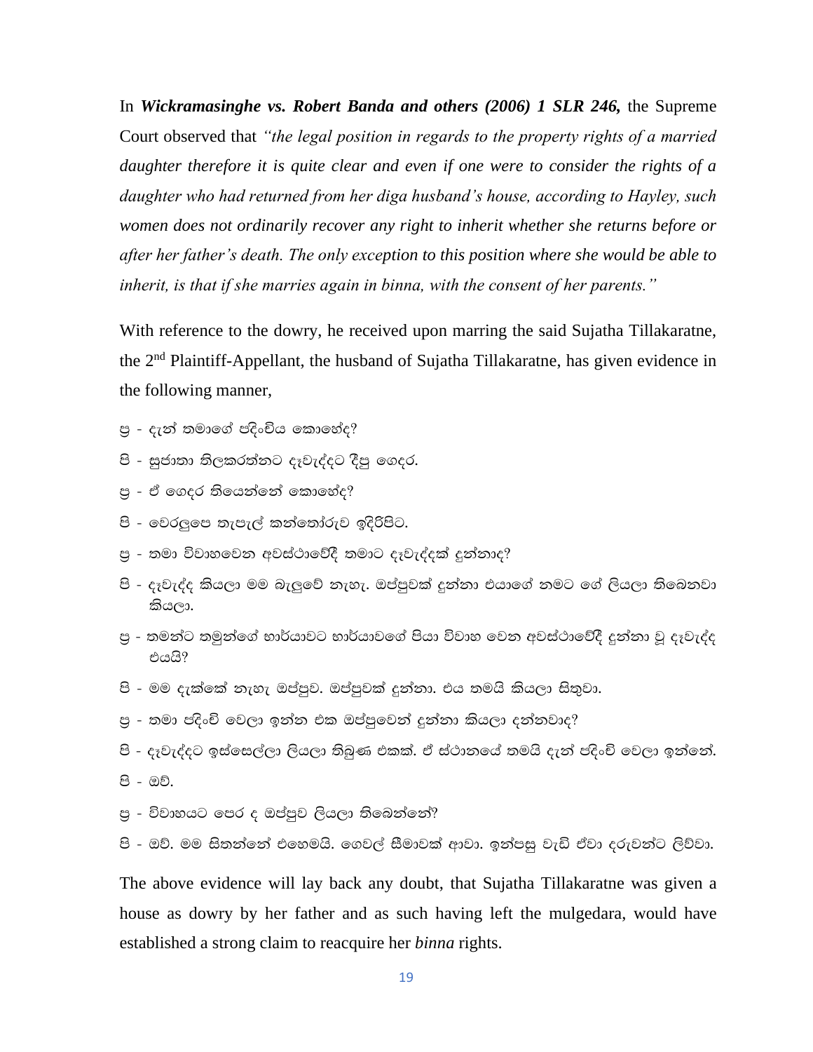In ***Wickramasinghe vs. Robert Banda and others (2006) 1 SLR 246,*** the Supreme Court observed that *"the legal position in regards to the property rights of a married daughter therefore it is quite clear and even if one were to consider the rights of a daughter who had returned from her diga husband's house, according to Hayley, such women does not ordinarily recover any right to inherit whether she returns before or after her father's death. The only exception to this position where she would be able to inherit, is that if she marries again in binna, with the consent of her parents."*

With reference to the dowry, he received upon marring the said Sujatha Tillakaratne, the 2nd Plaintiff-Appellant, the husband of Sujatha Tillakaratne, has given evidence in the following manner,

ප්‍ර - දැන් තමාගේ පදිංචිය කොහේද?

පි - සුජාතා තිලකරත්නට දැවැද්දට දීපු ගෙදර.

ප්‍ර - ඒ ගෙදර තියෙන්නේ කොහේද?

පි - වෙරලුපෙ තැපැල් කන්තෝරුව ඉදිරිපිට.

ප්‍ර - තමා විවාහවෙන අවස්ථාවේදී තමාට දැවැද්දක් දුන්නාද?

පි - දැවැද්ද කියලා මම බැලුවේ නැහැ. ඔප්පුවක් දුන්නා එයාගේ නමට ගේ ලියලා තිබෙනවා කියලා.

ප්‍ර - තමන්ට තමුන්ගේ භාර්යාවට භාර්යාවගේ පියා විවාහ වෙන අවස්ථාවේදී දුන්නා වූ දැවැද්ද එයයි?

පි - මම දැක්කේ නැහැ ඔප්පුව. ඔප්පුවක් දුන්නා. එය තමයි කියලා සිතුවා.

ප්‍ර - තමා පදිංචි වෙලා ඉන්න එක ඔප්පුවෙන් දුන්නා කියලා දන්නවාද?

පි - දැවැද්දට ඉස්සෙල්ලා ලියලා තිබුණ එකක්. ඒ ස්ථානයේ තමයි දැන් පදිංචි වෙලා ඉන්නේ.

පි - ඔව්.

ප්‍ර - විවාහයට පෙර ද ඔප්පුව ලියලා තිබෙන්නේ?

පි - ඔව්. මම සිතන්නේ එහෙමයි. ගෙවල් සීමාවක් ආවා. ඉන්පසු වැඩි ඒවා දරුවන්ට ලිව්වා.

The above evidence will lay back any doubt, that Sujatha Tillakaratne was given a house as dowry by her father and as such having left the mulgedara, would have established a strong claim to reacquire her *binna* rights.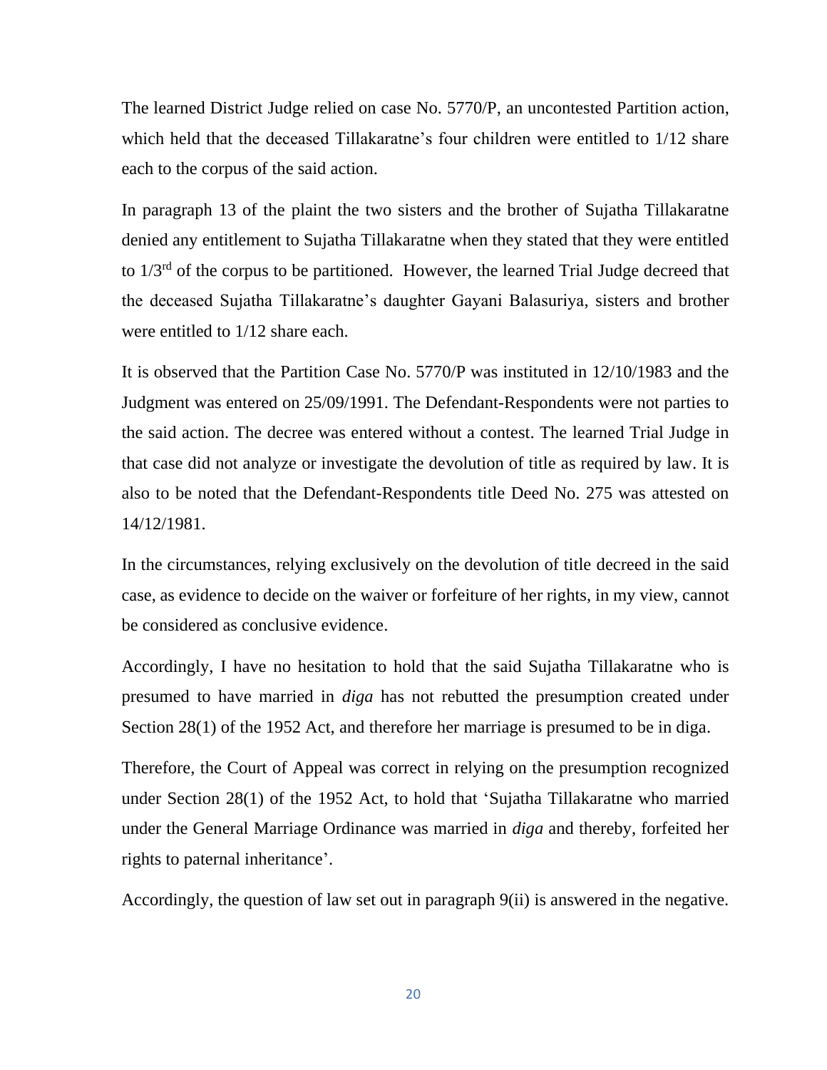The learned District Judge relied on case No. 5770/P, an uncontested Partition action, which held that the deceased Tillakaratne's four children were entitled to 1/12 share each to the corpus of the said action.

In paragraph 13 of the plaint the two sisters and the brother of Sujatha Tillakaratne denied any entitlement to Sujatha Tillakaratne when they stated that they were entitled to 1/3rd of the corpus to be partitioned. However, the learned Trial Judge decreed that the deceased Sujatha Tillakaratne's daughter Gayani Balasuriya, sisters and brother were entitled to 1/12 share each.

It is observed that the Partition Case No. 5770/P was instituted in 12/10/1983 and the Judgment was entered on 25/09/1991. The Defendant-Respondents were not parties to the said action. The decree was entered without a contest. The learned Trial Judge in that case did not analyze or investigate the devolution of title as required by law. It is also to be noted that the Defendant-Respondents title Deed No. 275 was attested on 14/12/1981.

In the circumstances, relying exclusively on the devolution of title decreed in the said case, as evidence to decide on the waiver or forfeiture of her rights, in my view, cannot be considered as conclusive evidence.

Accordingly, I have no hesitation to hold that the said Sujatha Tillakaratne who is presumed to have married in *diga* has not rebutted the presumption created under Section 28(1) of the 1952 Act, and therefore her marriage is presumed to be in diga.

Therefore, the Court of Appeal was correct in relying on the presumption recognized under Section 28(1) of the 1952 Act, to hold that 'Sujatha Tillakaratne who married under the General Marriage Ordinance was married in *diga* and thereby, forfeited her rights to paternal inheritance'.

Accordingly, the question of law set out in paragraph 9(ii) is answered in the negative.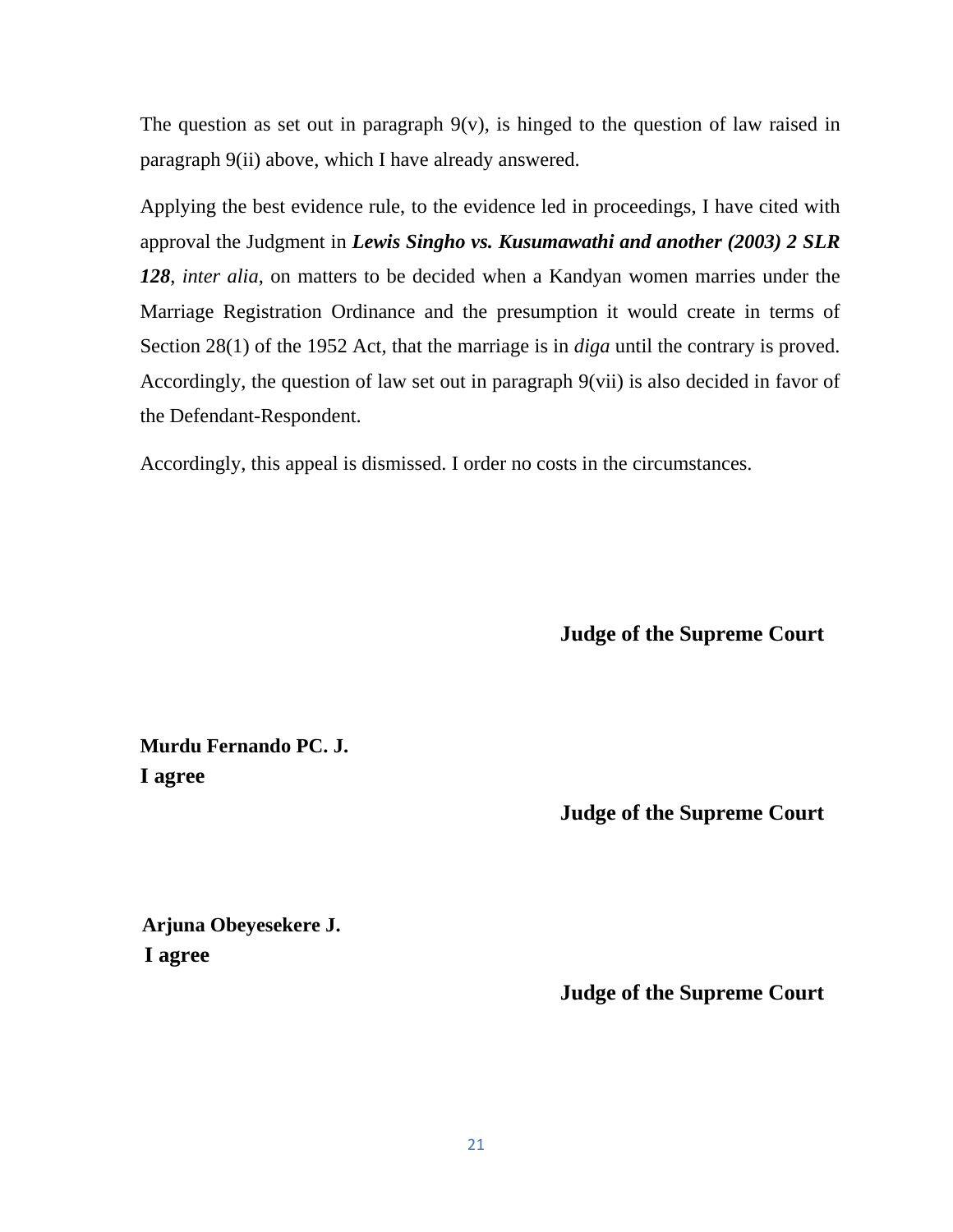The question as set out in paragraph 9(v), is hinged to the question of law raised in paragraph 9(ii) above, which I have already answered.

Applying the best evidence rule, to the evidence led in proceedings, I have cited with approval the Judgment in ***Lewis Singho vs. Kusumawathi and another (2003) 2 SLR 128***, *inter alia*, on matters to be decided when a Kandyan women marries under the Marriage Registration Ordinance and the presumption it would create in terms of Section 28(1) of the 1952 Act, that the marriage is in *diga* until the contrary is proved. Accordingly, the question of law set out in paragraph 9(vii) is also decided in favor of the Defendant-Respondent.

Accordingly, this appeal is dismissed. I order no costs in the circumstances.

**Judge of the Supreme Court**

**Murdu Fernando PC. J.**
**I agree**

**Judge of the Supreme Court**

**Arjuna Obeyesekere J.**
**I agree**

**Judge of the Supreme Court**